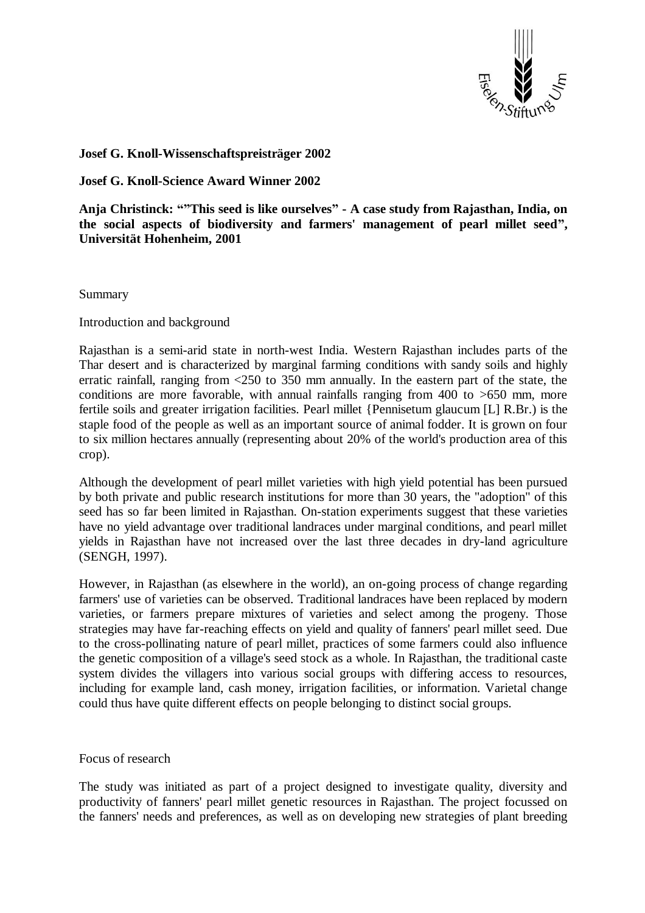**Josef G. Knoll-Wissenschaftspreisträger 2002**

**Josef G. Knoll-Science Award Winner 2002**

**Anja Christinck: “”This seed is like ourselves” - A case study from Rajasthan, India, on the social aspects of biodiversity and farmers' management of pearl millet seed”, Universität Hohenheim, 2001**

Summary

Introduction and background

Rajasthan is a semi-arid state in north-west India. Western Rajasthan includes parts of the Thar desert and is characterized by marginal farming conditions with sandy soils and highly erratic rainfall, ranging from <250 to 350 mm annually. In the eastern part of the state, the conditions are more favorable, with annual rainfalls ranging from 400 to >650 mm, more fertile soils and greater irrigation facilities. Pearl millet {Pennisetum glaucum [L] R.Br.) is the staple food of the people as well as an important source of animal fodder. It is grown on four to six million hectares annually (representing about 20% of the world's production area of this crop).

Although the development of pearl millet varieties with high yield potential has been pursued by both private and public research institutions for more than 30 years, the "adoption" of this seed has so far been limited in Rajasthan. On-station experiments suggest that these varieties have no yield advantage over traditional landraces under marginal conditions, and pearl millet yields in Rajasthan have not increased over the last three decades in dry-land agriculture (SENGH, 1997).

However, in Rajasthan (as elsewhere in the world), an on-going process of change regarding farmers' use of varieties can be observed. Traditional landraces have been replaced by modern varieties, or farmers prepare mixtures of varieties and select among the progeny. Those strategies may have far-reaching effects on yield and quality of fanners' pearl millet seed. Due to the cross-pollinating nature of pearl millet, practices of some farmers could also influence the genetic composition of a village's seed stock as a whole. In Rajasthan, the traditional caste system divides the villagers into various social groups with differing access to resources, including for example land, cash money, irrigation facilities, or information. Varietal change could thus have quite different effects on people belonging to distinct social groups.

Focus of research

The study was initiated as part of a project designed to investigate quality, diversity and productivity of fanners' pearl millet genetic resources in Rajasthan. The project focussed on the fanners' needs and preferences, as well as on developing new strategies of plant breeding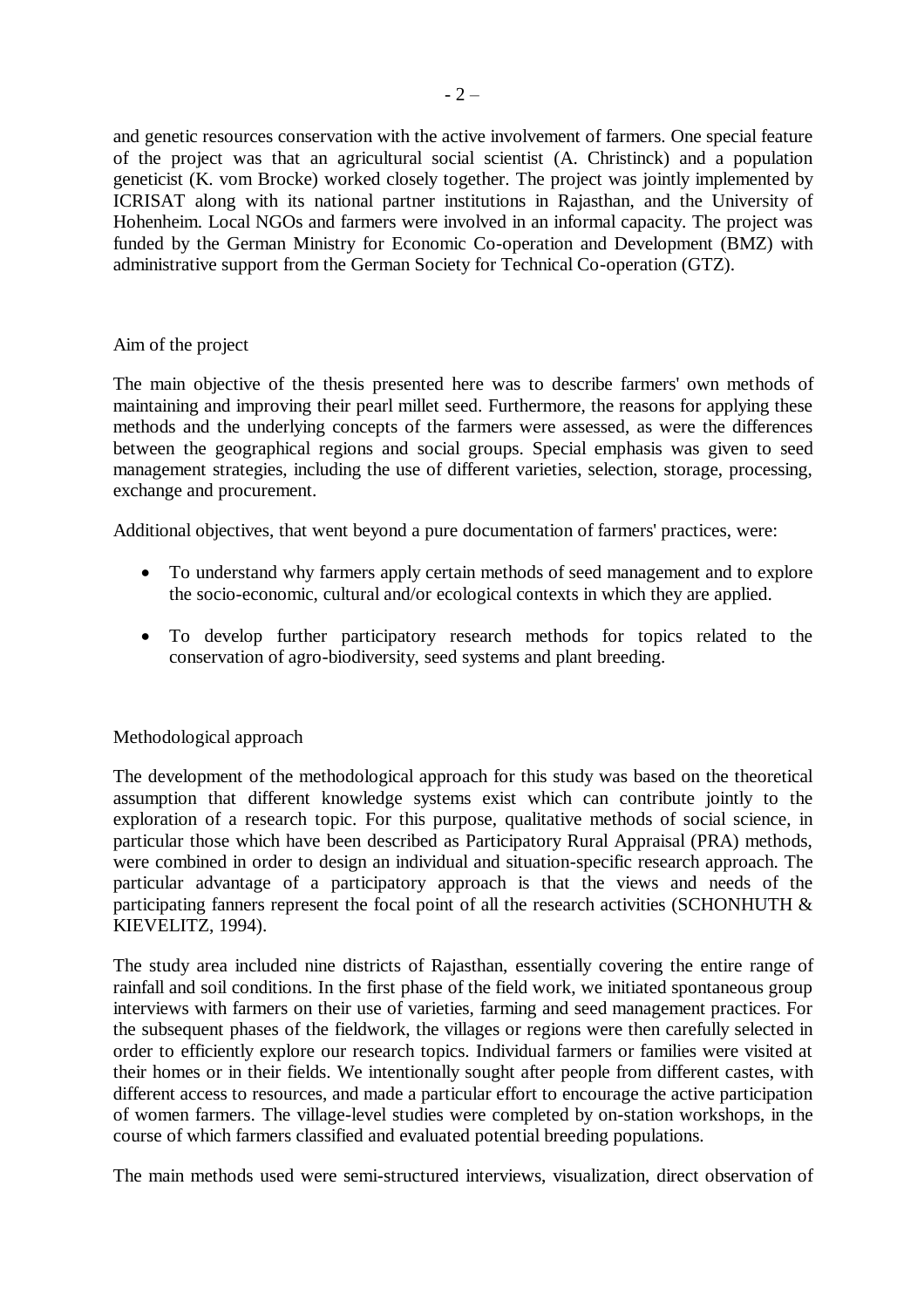and genetic resources conservation with the active involvement of farmers. One special feature of the project was that an agricultural social scientist (A. Christinck) and a population geneticist (K. vom Brocke) worked closely together. The project was jointly implemented by ICRISAT along with its national partner institutions in Rajasthan, and the University of Hohenheim. Local NGOs and farmers were involved in an informal capacity. The project was funded by the German Ministry for Economic Co-operation and Development (BMZ) with administrative support from the German Society for Technical Co-operation (GTZ).

## Aim of the project

The main objective of the thesis presented here was to describe farmers' own methods of maintaining and improving their pearl millet seed. Furthermore, the reasons for applying these methods and the underlying concepts of the farmers were assessed, as were the differences between the geographical regions and social groups. Special emphasis was given to seed management strategies, including the use of different varieties, selection, storage, processing, exchange and procurement.

Additional objectives, that went beyond a pure documentation of farmers' practices, were:

- To understand why farmers apply certain methods of seed management and to explore the socio-economic, cultural and/or ecological contexts in which they are applied.
- To develop further participatory research methods for topics related to the conservation of agro-biodiversity, seed systems and plant breeding.

## Methodological approach

The development of the methodological approach for this study was based on the theoretical assumption that different knowledge systems exist which can contribute jointly to the exploration of a research topic. For this purpose, qualitative methods of social science, in particular those which have been described as Participatory Rural Appraisal (PRA) methods, were combined in order to design an individual and situation-specific research approach. The particular advantage of a participatory approach is that the views and needs of the participating fanners represent the focal point of all the research activities (SCHONHUTH & KIEVELITZ, 1994).

The study area included nine districts of Rajasthan, essentially covering the entire range of rainfall and soil conditions. In the first phase of the field work, we initiated spontaneous group interviews with farmers on their use of varieties, farming and seed management practices. For the subsequent phases of the fieldwork, the villages or regions were then carefully selected in order to efficiently explore our research topics. Individual farmers or families were visited at their homes or in their fields. We intentionally sought after people from different castes, with different access to resources, and made a particular effort to encourage the active participation of women farmers. The village-level studies were completed by on-station workshops, in the course of which farmers classified and evaluated potential breeding populations.

The main methods used were semi-structured interviews, visualization, direct observation of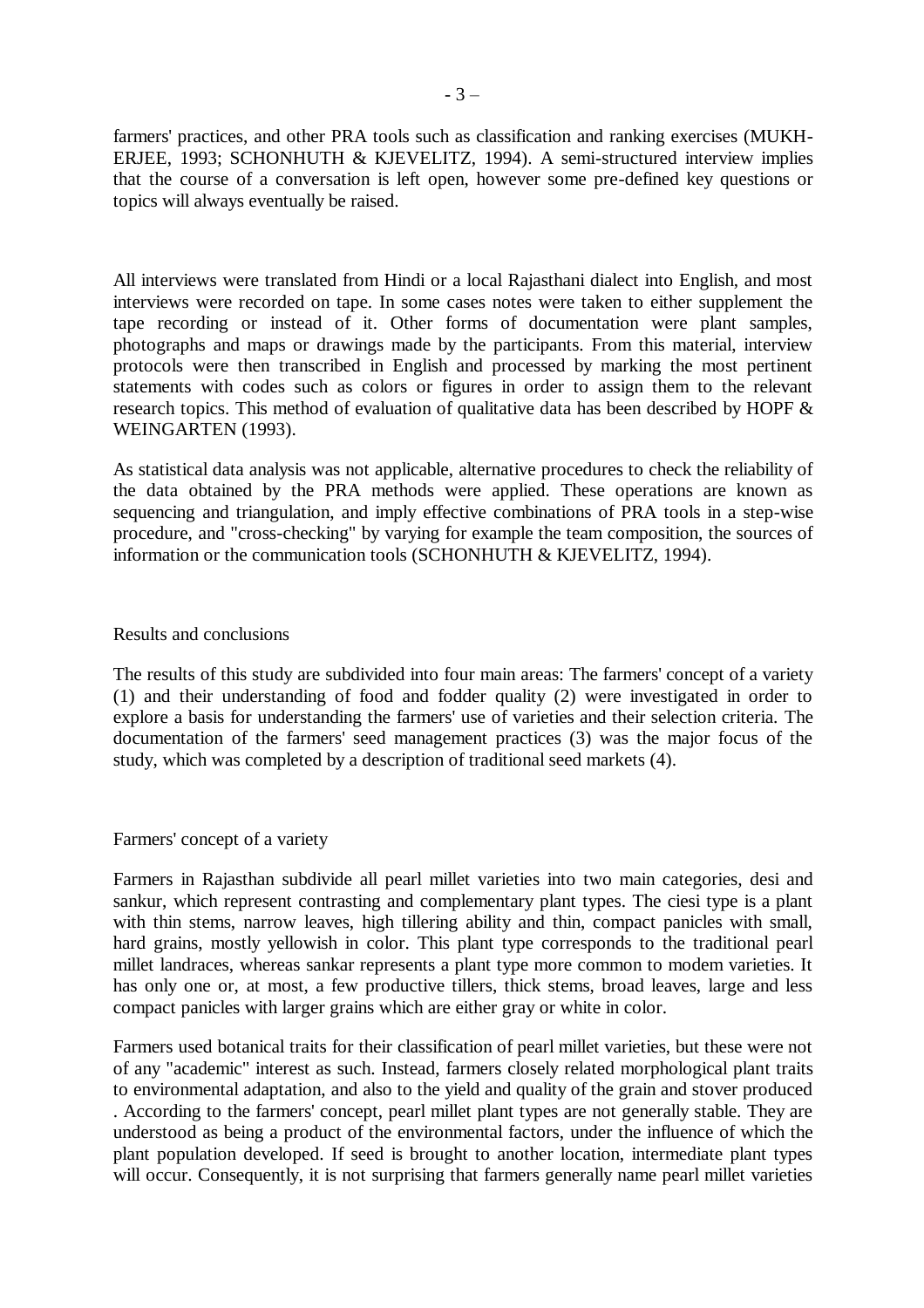farmers' practices, and other PRA tools such as classification and ranking exercises (MUKH-ERJEE, 1993; SCHONHUTH & KJEVELITZ, 1994). A semi-structured interview implies that the course of a conversation is left open, however some pre-defined key questions or topics will always eventually be raised.

All interviews were translated from Hindi or a local Rajasthani dialect into English, and most interviews were recorded on tape. In some cases notes were taken to either supplement the tape recording or instead of it. Other forms of documentation were plant samples, photographs and maps or drawings made by the participants. From this material, interview protocols were then transcribed in English and processed by marking the most pertinent statements with codes such as colors or figures in order to assign them to the relevant research topics. This method of evaluation of qualitative data has been described by HOPF & WEINGARTEN (1993).

As statistical data analysis was not applicable, alternative procedures to check the reliability of the data obtained by the PRA methods were applied. These operations are known as sequencing and triangulation, and imply effective combinations of PRA tools in a step-wise procedure, and "cross-checking" by varying for example the team composition, the sources of information or the communication tools (SCHONHUTH & KJEVELITZ, 1994).

## Results and conclusions

The results of this study are subdivided into four main areas: The farmers' concept of a variety (1) and their understanding of food and fodder quality (2) were investigated in order to explore a basis for understanding the farmers' use of varieties and their selection criteria. The documentation of the farmers' seed management practices (3) was the major focus of the study, which was completed by a description of traditional seed markets (4).

### Farmers' concept of a variety

Farmers in Rajasthan subdivide all pearl millet varieties into two main categories, desi and sankur, which represent contrasting and complementary plant types. The ciesi type is a plant with thin stems, narrow leaves, high tillering ability and thin, compact panicles with small, hard grains, mostly yellowish in color. This plant type corresponds to the traditional pearl millet landraces, whereas sankar represents a plant type more common to modem varieties. It has only one or, at most, a few productive tillers, thick stems, broad leaves, large and less compact panicles with larger grains which are either gray or white in color.

Farmers used botanical traits for their classification of pearl millet varieties, but these were not of any "academic" interest as such. Instead, farmers closely related morphological plant traits to environmental adaptation, and also to the yield and quality of the grain and stover produced . According to the farmers' concept, pearl millet plant types are not generally stable. They are understood as being a product of the environmental factors, under the influence of which the plant population developed. If seed is brought to another location, intermediate plant types will occur. Consequently, it is not surprising that farmers generally name pearl millet varieties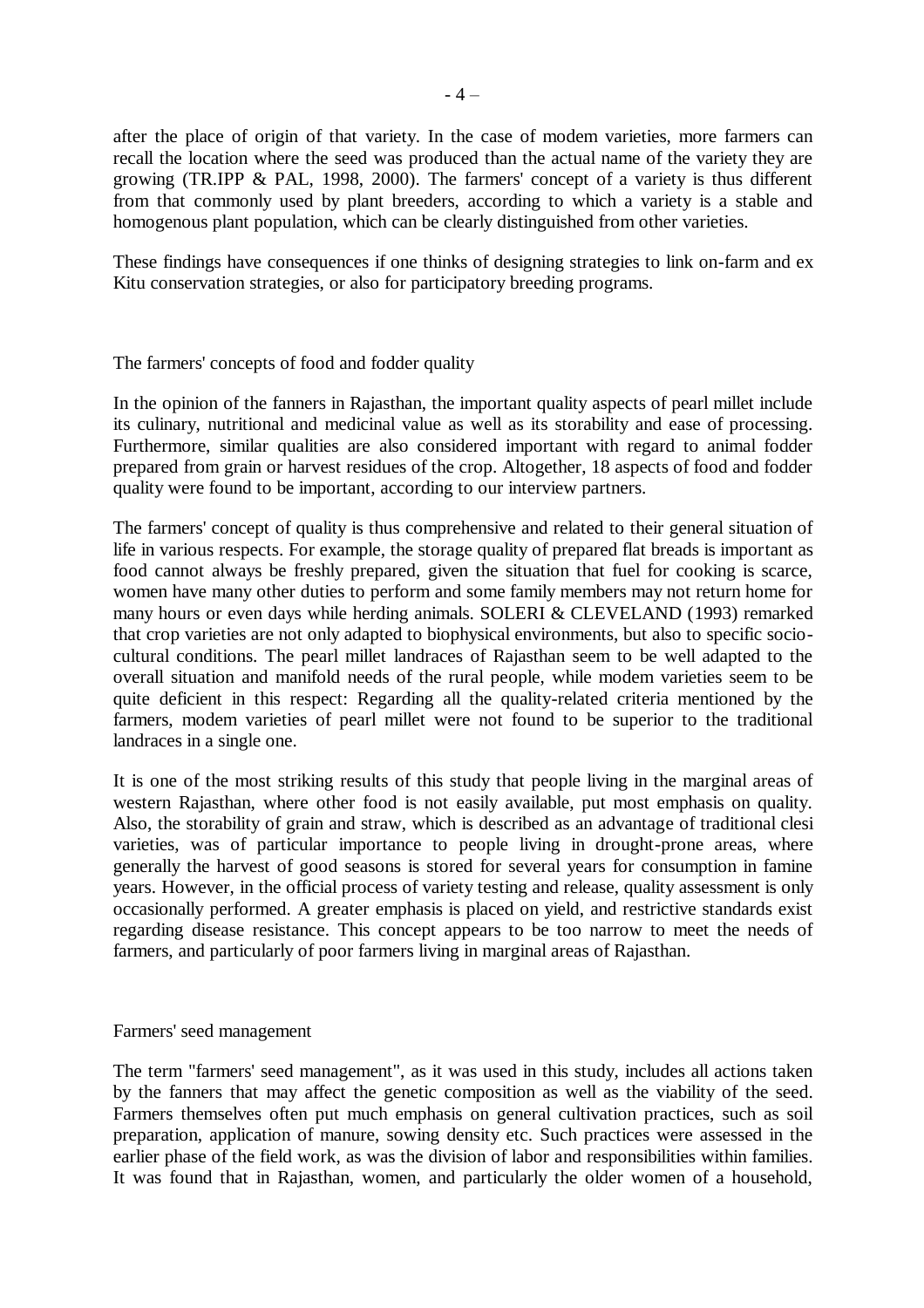after the place of origin of that variety. In the case of modem varieties, more farmers can recall the location where the seed was produced than the actual name of the variety they are growing (TR.IPP & PAL, 1998, 2000). The farmers' concept of a variety is thus different from that commonly used by plant breeders, according to which a variety is a stable and homogenous plant population, which can be clearly distinguished from other varieties.

These findings have consequences if one thinks of designing strategies to link on-farm and ex Kitu conservation strategies, or also for participatory breeding programs.

## The farmers' concepts of food and fodder quality

In the opinion of the fanners in Rajasthan, the important quality aspects of pearl millet include its culinary, nutritional and medicinal value as well as its storability and ease of processing. Furthermore, similar qualities are also considered important with regard to animal fodder prepared from grain or harvest residues of the crop. Altogether, 18 aspects of food and fodder quality were found to be important, according to our interview partners.

The farmers' concept of quality is thus comprehensive and related to their general situation of life in various respects. For example, the storage quality of prepared flat breads is important as food cannot always be freshly prepared, given the situation that fuel for cooking is scarce, women have many other duties to perform and some family members may not return home for many hours or even days while herding animals. SOLERI & CLEVELAND (1993) remarked that crop varieties are not only adapted to biophysical environments, but also to specific socio-cultural conditions. The pearl millet landraces of Rajasthan seem to be well adapted to the overall situation and manifold needs of the rural people, while modem varieties seem to be quite deficient in this respect: Regarding all the quality-related criteria mentioned by the farmers, modem varieties of pearl millet were not found to be superior to the traditional landraces in a single one.

It is one of the most striking results of this study that people living in the marginal areas of western Rajasthan, where other food is not easily available, put most emphasis on quality. Also, the storability of grain and straw, which is described as an advantage of traditional clesi varieties, was of particular importance to people living in drought-prone areas, where generally the harvest of good seasons is stored for several years for consumption in famine years. However, in the official process of variety testing and release, quality assessment is only occasionally performed. A greater emphasis is placed on yield, and restrictive standards exist regarding disease resistance. This concept appears to be too narrow to meet the needs of farmers, and particularly of poor farmers living in marginal areas of Rajasthan.

## Farmers' seed management

The term "farmers' seed management", as it was used in this study, includes all actions taken by the fanners that may affect the genetic composition as well as the viability of the seed. Farmers themselves often put much emphasis on general cultivation practices, such as soil preparation, application of manure, sowing density etc. Such practices were assessed in the earlier phase of the field work, as was the division of labor and responsibilities within families. It was found that in Rajasthan, women, and particularly the older women of a household,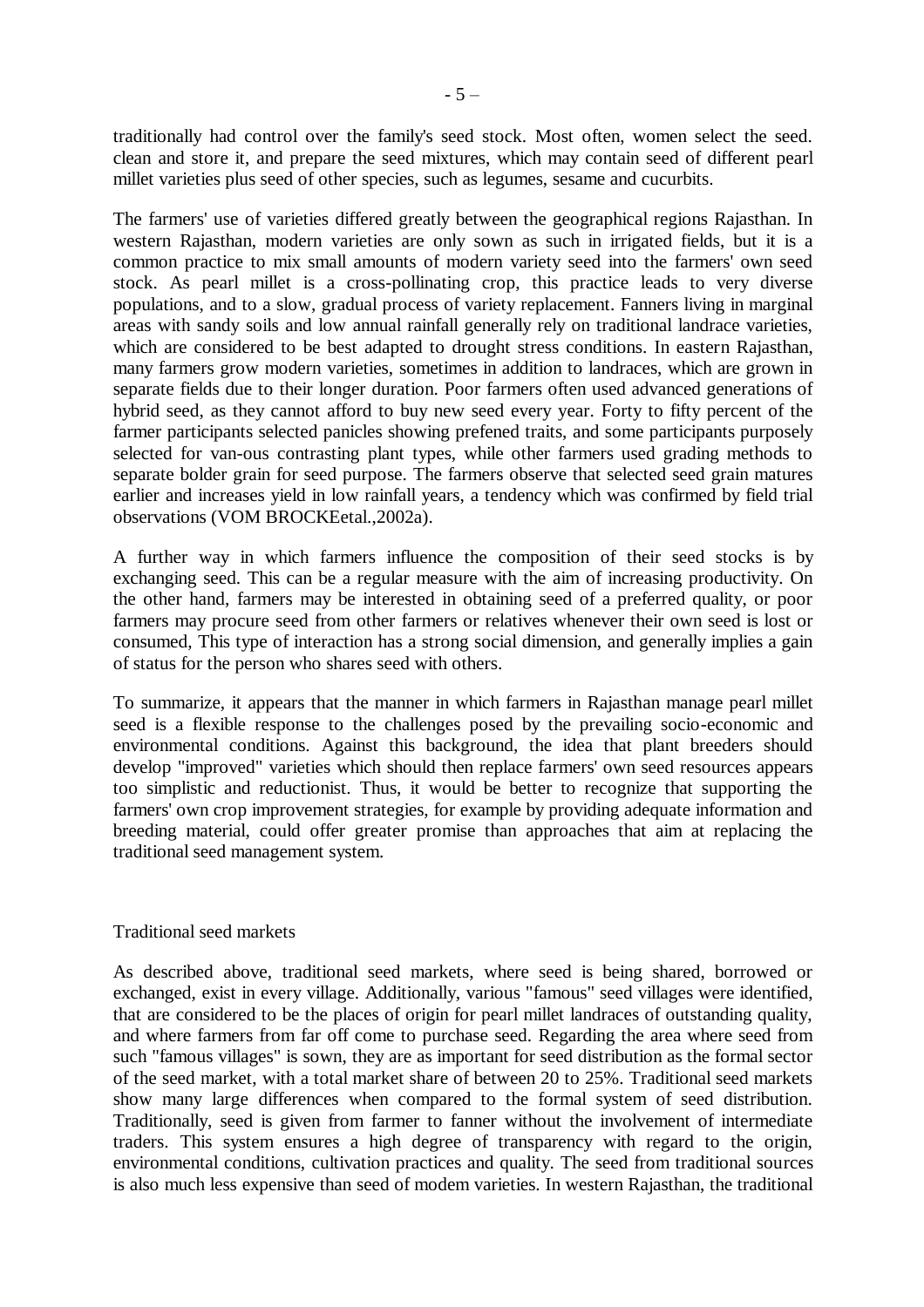traditionally had control over the family's seed stock. Most often, women select the seed. clean and store it, and prepare the seed mixtures, which may contain seed of different pearl millet varieties plus seed of other species, such as legumes, sesame and cucurbits.

The farmers' use of varieties differed greatly between the geographical regions Rajasthan. In western Rajasthan, modern varieties are only sown as such in irrigated fields, but it is a common practice to mix small amounts of modern variety seed into the farmers' own seed stock. As pearl millet is a cross-pollinating crop, this practice leads to very diverse populations, and to a slow, gradual process of variety replacement. Fanners living in marginal areas with sandy soils and low annual rainfall generally rely on traditional landrace varieties, which are considered to be best adapted to drought stress conditions. In eastern Rajasthan, many farmers grow modern varieties, sometimes in addition to landraces, which are grown in separate fields due to their longer duration. Poor farmers often used advanced generations of hybrid seed, as they cannot afford to buy new seed every year. Forty to fifty percent of the farmer participants selected panicles showing prefened traits, and some participants purposely selected for van-ous contrasting plant types, while other farmers used grading methods to separate bolder grain for seed purpose. The farmers observe that selected seed grain matures earlier and increases yield in low rainfall years, a tendency which was confirmed by field trial observations (VOM BROCKEetal.,2002a).

A further way in which farmers influence the composition of their seed stocks is by exchanging seed. This can be a regular measure with the aim of increasing productivity. On the other hand, farmers may be interested in obtaining seed of a preferred quality, or poor farmers may procure seed from other farmers or relatives whenever their own seed is lost or consumed, This type of interaction has a strong social dimension, and generally implies a gain of status for the person who shares seed with others.

To summarize, it appears that the manner in which farmers in Rajasthan manage pearl millet seed is a flexible response to the challenges posed by the prevailing socio-economic and environmental conditions. Against this background, the idea that plant breeders should develop "improved" varieties which should then replace farmers' own seed resources appears too simplistic and reductionist. Thus, it would be better to recognize that supporting the farmers' own crop improvement strategies, for example by providing adequate information and breeding material, could offer greater promise than approaches that aim at replacing the traditional seed management system.

## Traditional seed markets

As described above, traditional seed markets, where seed is being shared, borrowed or exchanged, exist in every village. Additionally, various "famous" seed villages were identified, that are considered to be the places of origin for pearl millet landraces of outstanding quality, and where farmers from far off come to purchase seed. Regarding the area where seed from such "famous villages" is sown, they are as important for seed distribution as the formal sector of the seed market, with a total market share of between 20 to 25%. Traditional seed markets show many large differences when compared to the formal system of seed distribution. Traditionally, seed is given from farmer to fanner without the involvement of intermediate traders. This system ensures a high degree of transparency with regard to the origin, environmental conditions, cultivation practices and quality. The seed from traditional sources is also much less expensive than seed of modem varieties. In western Rajasthan, the traditional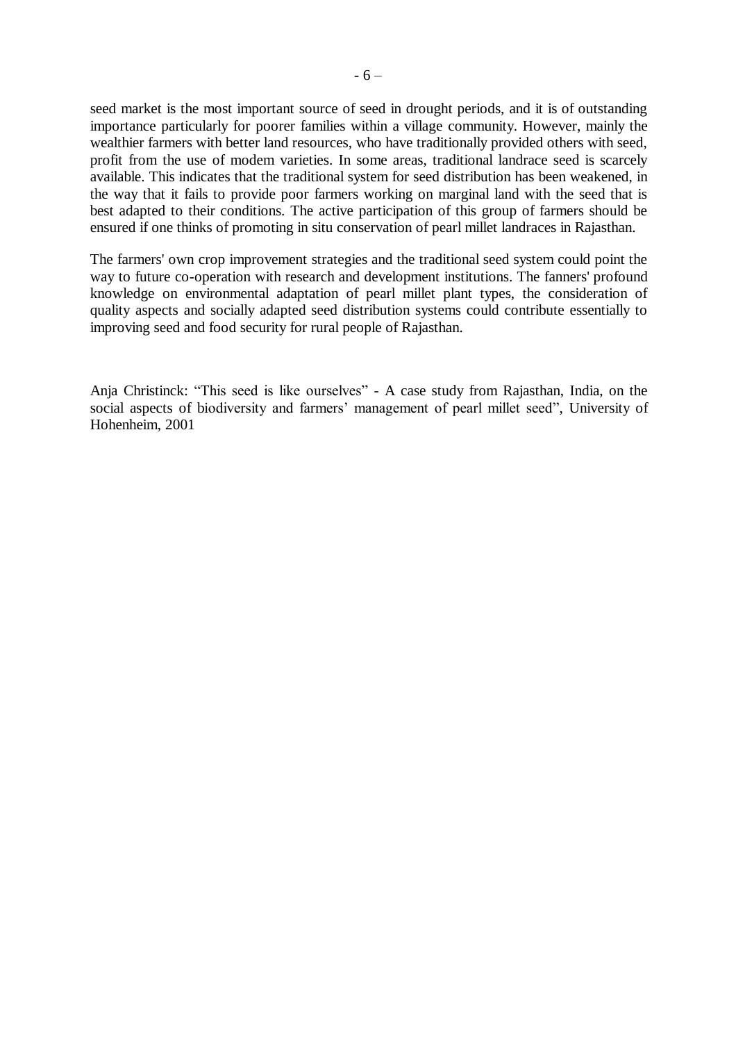seed market is the most important source of seed in drought periods, and it is of outstanding importance particularly for poorer families within a village community. However, mainly the wealthier farmers with better land resources, who have traditionally provided others with seed, profit from the use of modem varieties. In some areas, traditional landrace seed is scarcely available. This indicates that the traditional system for seed distribution has been weakened, in the way that it fails to provide poor farmers working on marginal land with the seed that is best adapted to their conditions. The active participation of this group of farmers should be ensured if one thinks of promoting in situ conservation of pearl millet landraces in Rajasthan.

The farmers' own crop improvement strategies and the traditional seed system could point the way to future co-operation with research and development institutions. The fanners' profound knowledge on environmental adaptation of pearl millet plant types, the consideration of quality aspects and socially adapted seed distribution systems could contribute essentially to improving seed and food security for rural people of Rajasthan.

Anja Christinck: "This seed is like ourselves" - A case study from Rajasthan, India, on the social aspects of biodiversity and farmers' management of pearl millet seed", University of Hohenheim, 2001